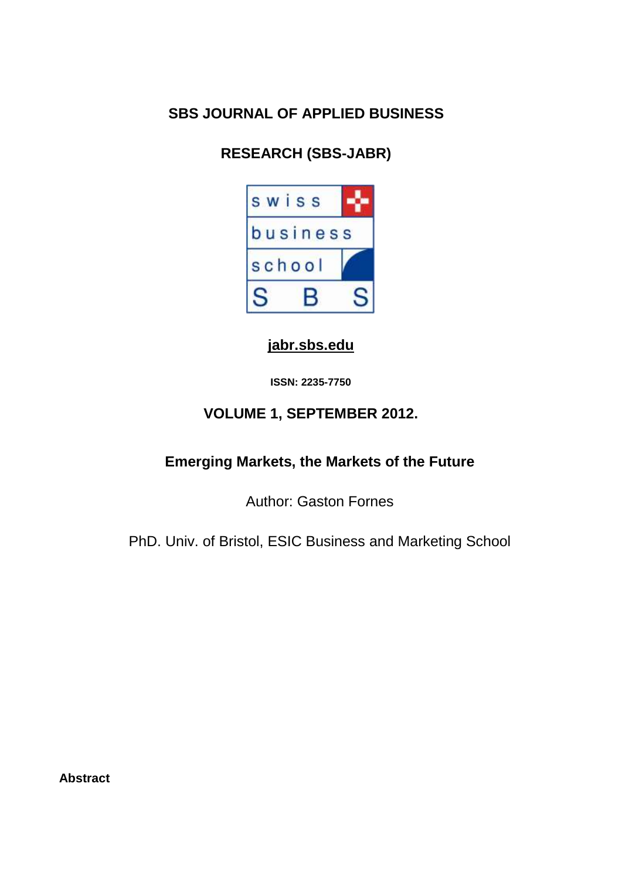**SBS JOURNAL OF APPLIED BUSINESS**

**RESEARCH (SBS-JABR)**

swiss business school SBS

**jabr.sbs.edu**

**ISSN: 2235-7750**

**VOLUME 1, SEPTEMBER 2012.**

# Emerging Markets, the Markets of the Future

Author: Gaston Fornes

PhD. Univ. of Bristol, ESIC Business and Marketing School

**Abstract**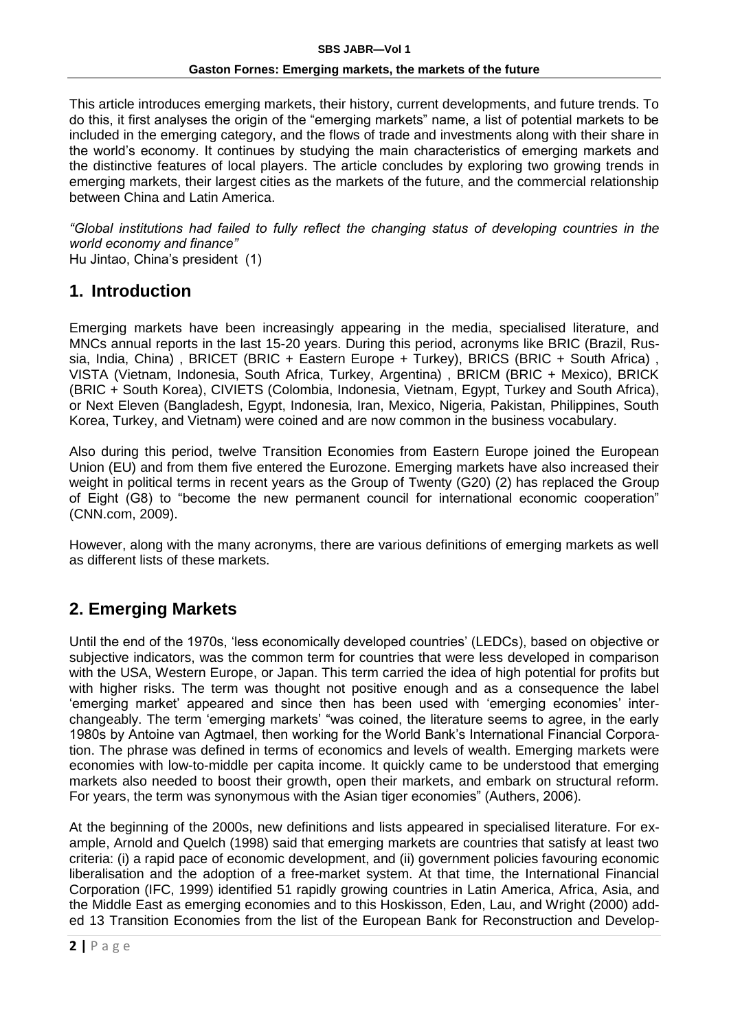This article introduces emerging markets, their history, current developments, and future trends. To do this, it first analyses the origin of the "emerging markets" name, a list of potential markets to be included in the emerging category, and the flows of trade and investments along with their share in the world's economy. It continues by studying the main characteristics of emerging markets and the distinctive features of local players. The article concludes by exploring two growing trends in emerging markets, their largest cities as the markets of the future, and the commercial relationship between China and Latin America.

*"Global institutions had failed to fully reflect the changing status of developing countries in the world economy and finance"*
Hu Jintao, China's president (1)

## 1. Introduction

Emerging markets have been increasingly appearing in the media, specialised literature, and MNCs annual reports in the last 15-20 years. During this period, acronyms like BRIC (Brazil, Russia, India, China) , BRICET (BRIC + Eastern Europe + Turkey), BRICS (BRIC + South Africa) , VISTA (Vietnam, Indonesia, South Africa, Turkey, Argentina) , BRICM (BRIC + Mexico), BRICK (BRIC + South Korea), CIVIETS (Colombia, Indonesia, Vietnam, Egypt, Turkey and South Africa), or Next Eleven (Bangladesh, Egypt, Indonesia, Iran, Mexico, Nigeria, Pakistan, Philippines, South Korea, Turkey, and Vietnam) were coined and are now common in the business vocabulary.

Also during this period, twelve Transition Economies from Eastern Europe joined the European Union (EU) and from them five entered the Eurozone. Emerging markets have also increased their weight in political terms in recent years as the Group of Twenty (G20) (2) has replaced the Group of Eight (G8) to "become the new permanent council for international economic cooperation" (CNN.com, 2009).

However, along with the many acronyms, there are various definitions of emerging markets as well as different lists of these markets.

## 2. Emerging Markets

Until the end of the 1970s, 'less economically developed countries' (LEDCs), based on objective or subjective indicators, was the common term for countries that were less developed in comparison with the USA, Western Europe, or Japan. This term carried the idea of high potential for profits but with higher risks. The term was thought not positive enough and as a consequence the label 'emerging market' appeared and since then has been used with 'emerging economies' interchangeably. The term 'emerging markets' "was coined, the literature seems to agree, in the early 1980s by Antoine van Agtmael, then working for the World Bank's International Financial Corporation. The phrase was defined in terms of economics and levels of wealth. Emerging markets were economies with low-to-middle per capita income. It quickly came to be understood that emerging markets also needed to boost their growth, open their markets, and embark on structural reform. For years, the term was synonymous with the Asian tiger economies" (Authers, 2006).

At the beginning of the 2000s, new definitions and lists appeared in specialised literature. For example, Arnold and Quelch (1998) said that emerging markets are countries that satisfy at least two criteria: (i) a rapid pace of economic development, and (ii) government policies favouring economic liberalisation and the adoption of a free-market system. At that time, the International Financial Corporation (IFC, 1999) identified 51 rapidly growing countries in Latin America, Africa, Asia, and the Middle East as emerging economies and to this Hoskisson, Eden, Lau, and Wright (2000) added 13 Transition Economies from the list of the European Bank for Reconstruction and Develop-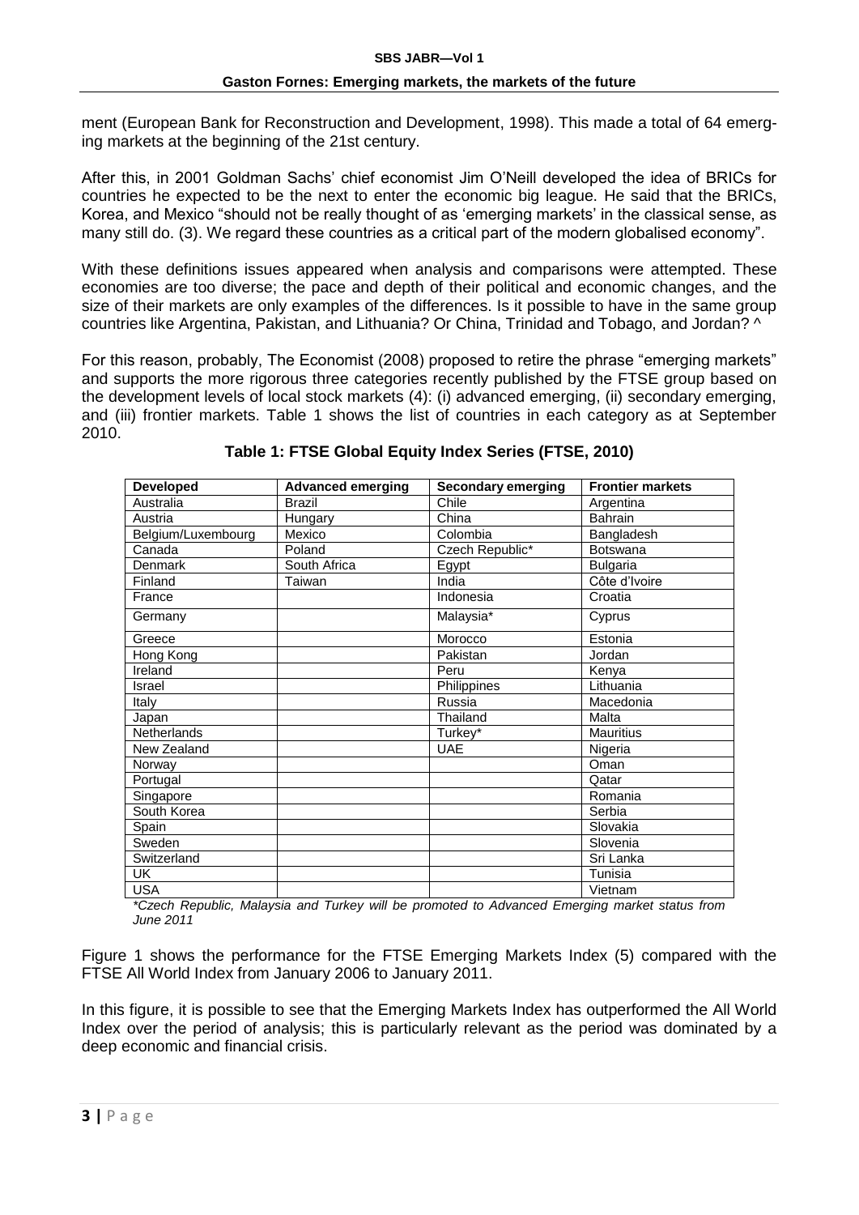ment (European Bank for Reconstruction and Development, 1998). This made a total of 64 emerging markets at the beginning of the 21st century.

After this, in 2001 Goldman Sachs' chief economist Jim O'Neill developed the idea of BRICs for countries he expected to be the next to enter the economic big league. He said that the BRICs, Korea, and Mexico "should not be really thought of as 'emerging markets' in the classical sense, as many still do. (3). We regard these countries as a critical part of the modern globalised economy".

With these definitions issues appeared when analysis and comparisons were attempted. These economies are too diverse; the pace and depth of their political and economic changes, and the size of their markets are only examples of the differences. Is it possible to have in the same group countries like Argentina, Pakistan, and Lithuania? Or China, Trinidad and Tobago, and Jordan? ^

For this reason, probably, The Economist (2008) proposed to retire the phrase "emerging markets" and supports the more rigorous three categories recently published by the FTSE group based on the development levels of local stock markets (4): (i) advanced emerging, (ii) secondary emerging, and (iii) frontier markets. Table 1 shows the list of countries in each category as at September 2010.

**Table 1: FTSE Global Equity Index Series (FTSE, 2010)**

| Developed | Advanced emerging | Secondary emerging | Frontier markets |
|---|---|---|---|
| Australia | Brazil | Chile | Argentina |
| Austria | Hungary | China | Bahrain |
| Belgium/Luxembourg | Mexico | Colombia | Bangladesh |
| Canada | Poland | Czech Republic* | Botswana |
| Denmark | South Africa | Egypt | Bulgaria |
| Finland | Taiwan | India | Côte d'Ivoire |
| France | | Indonesia | Croatia |
| Germany | | Malaysia* | Cyprus |
| Greece | | Morocco | Estonia |
| Hong Kong | | Pakistan | Jordan |
| Ireland | | Peru | Kenya |
| Israel | | Philippines | Lithuania |
| Italy | | Russia | Macedonia |
| Japan | | Thailand | Malta |
| Netherlands | | Turkey* | Mauritius |
| New Zealand | | UAE | Nigeria |
| Norway | | | Oman |
| Portugal | | | Qatar |
| Singapore | | | Romania |
| South Korea | | | Serbia |
| Spain | | | Slovakia |
| Sweden | | | Slovenia |
| Switzerland | | | Sri Lanka |
| UK | | | Tunisia |
| USA | | | Vietnam |

*\*Czech Republic, Malaysia and Turkey will be promoted to Advanced Emerging market status from June 2011*

Figure 1 shows the performance for the FTSE Emerging Markets Index (5) compared with the FTSE All World Index from January 2006 to January 2011.

In this figure, it is possible to see that the Emerging Markets Index has outperformed the All World Index over the period of analysis; this is particularly relevant as the period was dominated by a deep economic and financial crisis.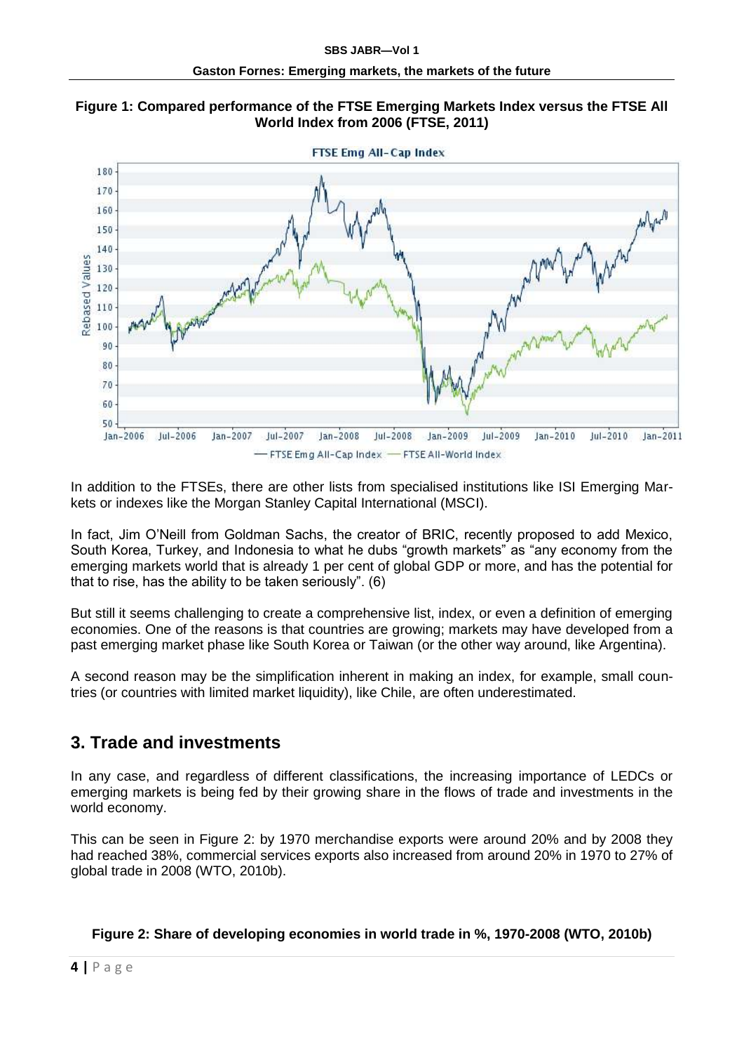**Figure 1: Compared performance of the FTSE Emerging Markets Index versus the FTSE All World Index from 2006 (FTSE, 2011)**

In addition to the FTSEs, there are other lists from specialised institutions like ISI Emerging Markets or indexes like the Morgan Stanley Capital International (MSCI).

In fact, Jim O'Neill from Goldman Sachs, the creator of BRIC, recently proposed to add Mexico, South Korea, Turkey, and Indonesia to what he dubs "growth markets" as "any economy from the emerging markets world that is already 1 per cent of global GDP or more, and has the potential for that to rise, has the ability to be taken seriously". (6)

But still it seems challenging to create a comprehensive list, index, or even a definition of emerging economies. One of the reasons is that countries are growing; markets may have developed from a past emerging market phase like South Korea or Taiwan (or the other way around, like Argentina).

A second reason may be the simplification inherent in making an index, for example, small countries (or countries with limited market liquidity), like Chile, are often underestimated.

## 3. Trade and investments

In any case, and regardless of different classifications, the increasing importance of LEDCs or emerging markets is being fed by their growing share in the flows of trade and investments in the world economy.

This can be seen in Figure 2: by 1970 merchandise exports were around 20% and by 2008 they had reached 38%, commercial services exports also increased from around 20% in 1970 to 27% of global trade in 2008 (WTO, 2010b).

**Figure 2: Share of developing economies in world trade in %, 1970-2008 (WTO, 2010b)**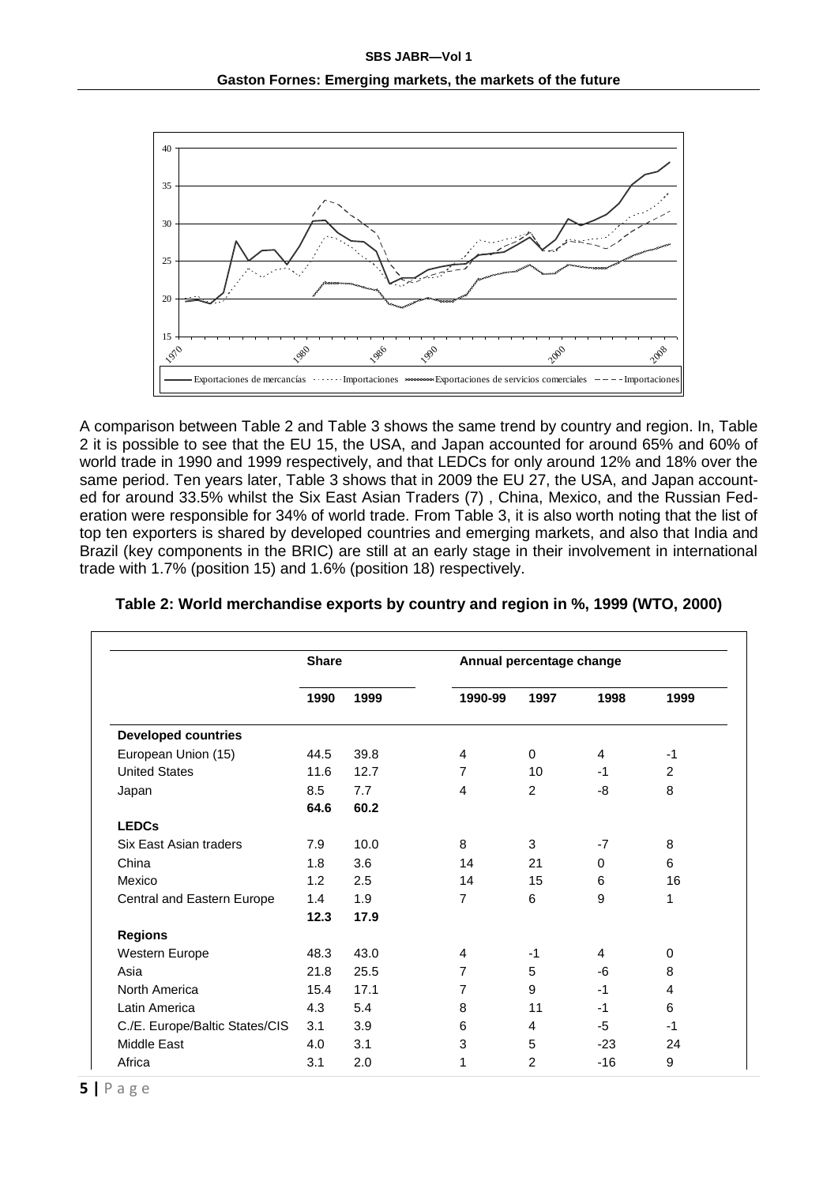A comparison between Table 2 and Table 3 shows the same trend by country and region. In, Table 2 it is possible to see that the EU 15, the USA, and Japan accounted for around 65% and 60% of world trade in 1990 and 1999 respectively, and that LEDCs for only around 12% and 18% over the same period. Ten years later, Table 3 shows that in 2009 the EU 27, the USA, and Japan accounted for around 33.5% whilst the Six East Asian Traders (7) , China, Mexico, and the Russian Federation were responsible for 34% of world trade. From Table 3, it is also worth noting that the list of top ten exporters is shared by developed countries and emerging markets, and also that India and Brazil (key components in the BRIC) are still at an early stage in their involvement in international trade with 1.7% (position 15) and 1.6% (position 18) respectively.

**Table 2: World merchandise exports by country and region in %, 1999 (WTO, 2000)**

| | Share | | Annual percentage change | | | |
|---|---|---|---|---|---|---|
| | 1990 | 1999 | 1990-99 | 1997 | 1998 | 1999 |
| **Developed countries** | | | | | | |
| European Union (15) | 44.5 | 39.8 | 4 | 0 | 4 | -1 |
| United States | 11.6 | 12.7 | 7 | 10 | -1 | 2 |
| Japan | 8.5 | 7.7 | 4 | 2 | -8 | 8 |
| | **64.6** | **60.2** | | | | |
| **LEDCs** | | | | | | |
| Six East Asian traders | 7.9 | 10.0 | 8 | 3 | -7 | 8 |
| China | 1.8 | 3.6 | 14 | 21 | 0 | 6 |
| Mexico | 1.2 | 2.5 | 14 | 15 | 6 | 16 |
| Central and Eastern Europe | 1.4 | 1.9 | 7 | 6 | 9 | 1 |
| | **12.3** | **17.9** | | | | |
| **Regions** | | | | | | |
| Western Europe | 48.3 | 43.0 | 4 | -1 | 4 | 0 |
| Asia | 21.8 | 25.5 | 7 | 5 | -6 | 8 |
| North America | 15.4 | 17.1 | 7 | 9 | -1 | 4 |
| Latin America | 4.3 | 5.4 | 8 | 11 | -1 | 6 |
| C./E. Europe/Baltic States/CIS | 3.1 | 3.9 | 6 | 4 | -5 | -1 |
| Middle East | 4.0 | 3.1 | 3 | 5 | -23 | 24 |
| Africa | 3.1 | 2.0 | 1 | 2 | -16 | 9 |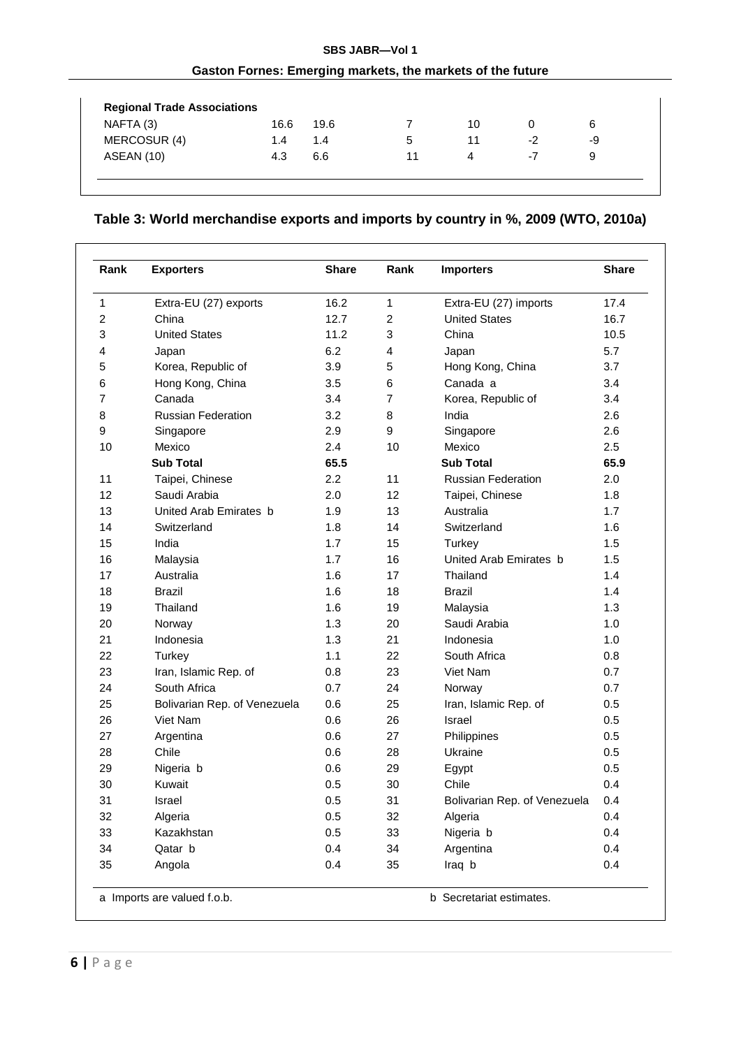| Regional Trade Associations | | | | | | |
|---|---|---|---|---|---|---|
| NAFTA (3) | 16.6 | 19.6 | 7 | 10 | 0 | 6 |
| MERCOSUR (4) | 1.4 | 1.4 | 5 | 11 | -2 | -9 |
| ASEAN (10) | 4.3 | 6.6 | 11 | 4 | -7 | 9 |

## Table 3: World merchandise exports and imports by country in %, 2009 (WTO, 2010a)

| Rank | Exporters | Share | Rank | Importers | Share |
|---|---|---|---|---|---|
| 1 | Extra-EU (27) exports | 16.2 | 1 | Extra-EU (27) imports | 17.4 |
| 2 | China | 12.7 | 2 | United States | 16.7 |
| 3 | United States | 11.2 | 3 | China | 10.5 |
| 4 | Japan | 6.2 | 4 | Japan | 5.7 |
| 5 | Korea, Republic of | 3.9 | 5 | Hong Kong, China | 3.7 |
| 6 | Hong Kong, China | 3.5 | 6 | Canada a | 3.4 |
| 7 | Canada | 3.4 | 7 | Korea, Republic of | 3.4 |
| 8 | Russian Federation | 3.2 | 8 | India | 2.6 |
| 9 | Singapore | 2.9 | 9 | Singapore | 2.6 |
| 10 | Mexico | 2.4 | 10 | Mexico | 2.5 |
| | **Sub Total** | **65.5** | | **Sub Total** | **65.9** |
| 11 | Taipei, Chinese | 2.2 | 11 | Russian Federation | 2.0 |
| 12 | Saudi Arabia | 2.0 | 12 | Taipei, Chinese | 1.8 |
| 13 | United Arab Emirates b | 1.9 | 13 | Australia | 1.7 |
| 14 | Switzerland | 1.8 | 14 | Switzerland | 1.6 |
| 15 | India | 1.7 | 15 | Turkey | 1.5 |
| 16 | Malaysia | 1.7 | 16 | United Arab Emirates b | 1.5 |
| 17 | Australia | 1.6 | 17 | Thailand | 1.4 |
| 18 | Brazil | 1.6 | 18 | Brazil | 1.4 |
| 19 | Thailand | 1.6 | 19 | Malaysia | 1.3 |
| 20 | Norway | 1.3 | 20 | Saudi Arabia | 1.0 |
| 21 | Indonesia | 1.3 | 21 | Indonesia | 1.0 |
| 22 | Turkey | 1.1 | 22 | South Africa | 0.8 |
| 23 | Iran, Islamic Rep. of | 0.8 | 23 | Viet Nam | 0.7 |
| 24 | South Africa | 0.7 | 24 | Norway | 0.7 |
| 25 | Bolivarian Rep. of Venezuela | 0.6 | 25 | Iran, Islamic Rep. of | 0.5 |
| 26 | Viet Nam | 0.6 | 26 | Israel | 0.5 |
| 27 | Argentina | 0.6 | 27 | Philippines | 0.5 |
| 28 | Chile | 0.6 | 28 | Ukraine | 0.5 |
| 29 | Nigeria b | 0.6 | 29 | Egypt | 0.5 |
| 30 | Kuwait | 0.5 | 30 | Chile | 0.4 |
| 31 | Israel | 0.5 | 31 | Bolivarian Rep. of Venezuela | 0.4 |
| 32 | Algeria | 0.5 | 32 | Algeria | 0.4 |
| 33 | Kazakhstan | 0.5 | 33 | Nigeria b | 0.4 |
| 34 | Qatar b | 0.4 | 34 | Argentina | 0.4 |
| 35 | Angola | 0.4 | 35 | Iraq b | 0.4 |

a Imports are valued f.o.b.  b Secretariat estimates.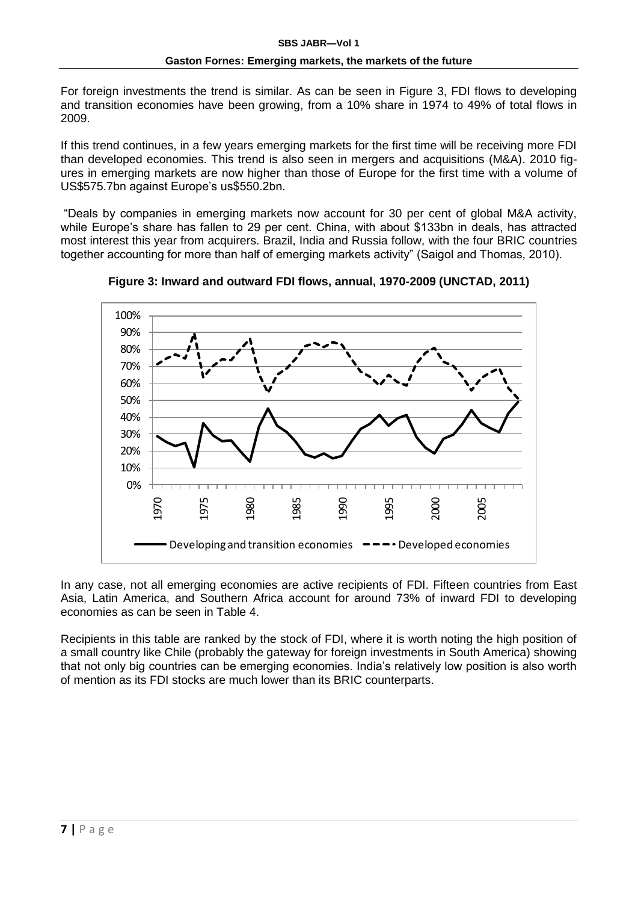For foreign investments the trend is similar. As can be seen in Figure 3, FDI flows to developing and transition economies have been growing, from a 10% share in 1974 to 49% of total flows in 2009.

If this trend continues, in a few years emerging markets for the first time will be receiving more FDI than developed economies. This trend is also seen in mergers and acquisitions (M&A). 2010 figures in emerging markets are now higher than those of Europe for the first time with a volume of US$575.7bn against Europe's us$550.2bn.

"Deals by companies in emerging markets now account for 30 per cent of global M&A activity, while Europe's share has fallen to 29 per cent. China, with about $133bn in deals, has attracted most interest this year from acquirers. Brazil, India and Russia follow, with the four BRIC countries together accounting for more than half of emerging markets activity" (Saigol and Thomas, 2010).

**Figure 3: Inward and outward FDI flows, annual, 1970-2009 (UNCTAD, 2011)**

In any case, not all emerging economies are active recipients of FDI. Fifteen countries from East Asia, Latin America, and Southern Africa account for around 73% of inward FDI to developing economies as can be seen in Table 4.

Recipients in this table are ranked by the stock of FDI, where it is worth noting the high position of a small country like Chile (probably the gateway for foreign investments in South America) showing that not only big countries can be emerging economies. India's relatively low position is also worth of mention as its FDI stocks are much lower than its BRIC counterparts.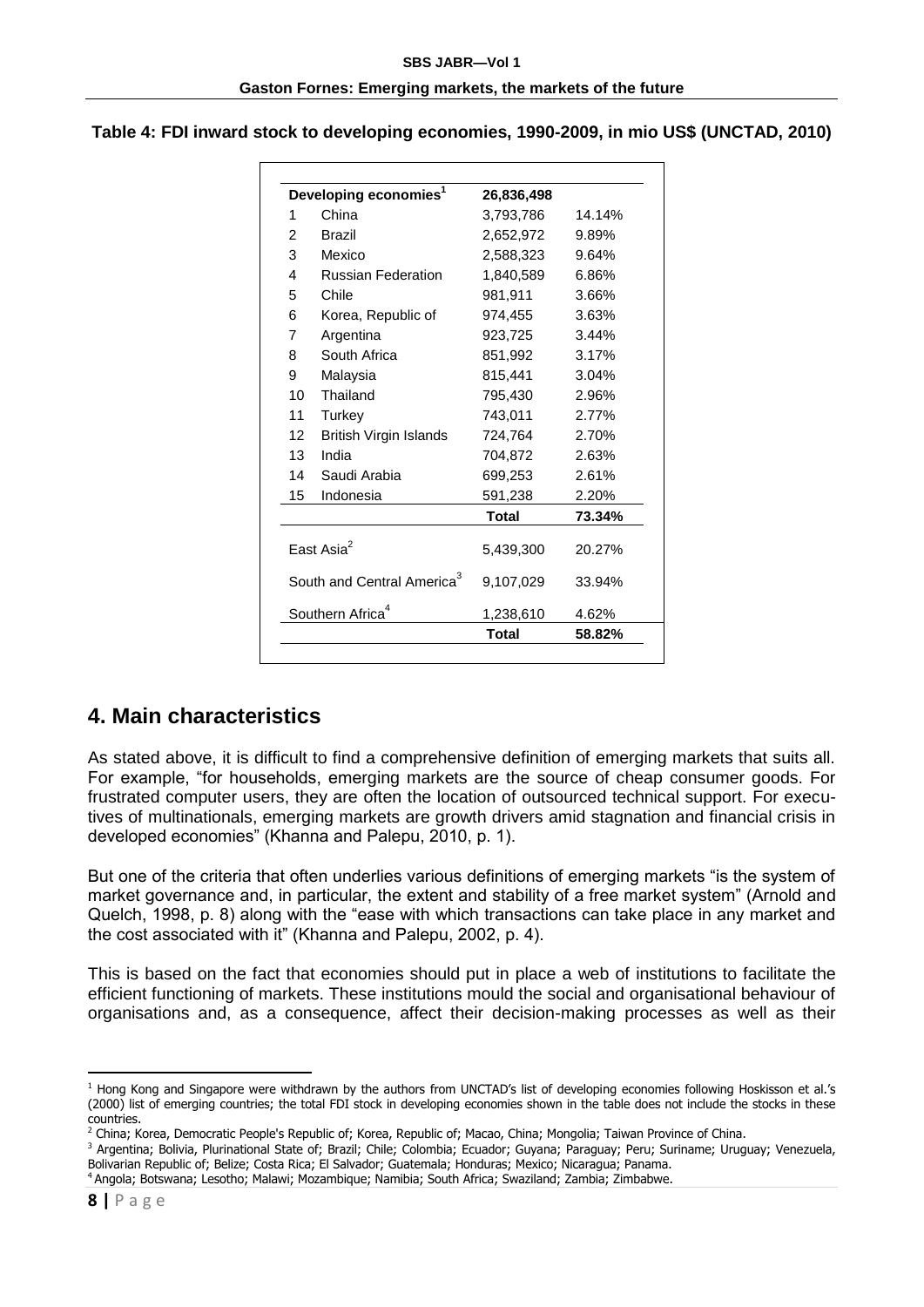**Table 4: FDI inward stock to developing economies, 1990-2009, in mio US$ (UNCTAD, 2010)**

| | Developing economies[1] | 26,836,498 | |
|---|---|---|---|
| 1 | China | 3,793,786 | 14.14% |
| 2 | Brazil | 2,652,972 | 9.89% |
| 3 | Mexico | 2,588,323 | 9.64% |
| 4 | Russian Federation | 1,840,589 | 6.86% |
| 5 | Chile | 981,911 | 3.66% |
| 6 | Korea, Republic of | 974,455 | 3.63% |
| 7 | Argentina | 923,725 | 3.44% |
| 8 | South Africa | 851,992 | 3.17% |
| 9 | Malaysia | 815,441 | 3.04% |
| 10 | Thailand | 795,430 | 2.96% |
| 11 | Turkey | 743,011 | 2.77% |
| 12 | British Virgin Islands | 724,764 | 2.70% |
| 13 | India | 704,872 | 2.63% |
| 14 | Saudi Arabia | 699,253 | 2.61% |
| 15 | Indonesia | 591,238 | 2.20% |
| | | **Total** | **73.34%** |
| | East Asia[2] | 5,439,300 | 20.27% |
| | South and Central America[3] | 9,107,029 | 33.94% |
| | Southern Africa[4] | 1,238,610 | 4.62% |
| | | **Total** | **58.82%** |

## 4. Main characteristics

As stated above, it is difficult to find a comprehensive definition of emerging markets that suits all. For example, "for households, emerging markets are the source of cheap consumer goods. For frustrated computer users, they are often the location of outsourced technical support. For executives of multinationals, emerging markets are growth drivers amid stagnation and financial crisis in developed economies" (Khanna and Palepu, 2010, p. 1).

But one of the criteria that often underlies various definitions of emerging markets "is the system of market governance and, in particular, the extent and stability of a free market system" (Arnold and Quelch, 1998, p. 8) along with the "ease with which transactions can take place in any market and the cost associated with it" (Khanna and Palepu, 2002, p. 4).

This is based on the fact that economies should put in place a web of institutions to facilitate the efficient functioning of markets. These institutions mould the social and organisational behaviour of organisations and, as a consequence, affect their decision-making processes as well as their

---

[1] Hong Kong and Singapore were withdrawn by the authors from UNCTAD's list of developing economies following Hoskisson et al.'s (2000) list of emerging countries; the total FDI stock in developing economies shown in the table does not include the stocks in these countries.

[2] China; Korea, Democratic People's Republic of; Korea, Republic of; Macao, China; Mongolia; Taiwan Province of China.

[3] Argentina; Bolivia, Plurinational State of; Brazil; Chile; Colombia; Ecuador; Guyana; Paraguay; Peru; Suriname; Uruguay; Venezuela, Bolivarian Republic of; Belize; Costa Rica; El Salvador; Guatemala; Honduras; Mexico; Nicaragua; Panama.

[4] Angola; Botswana; Lesotho; Malawi; Mozambique; Namibia; South Africa; Swaziland; Zambia; Zimbabwe.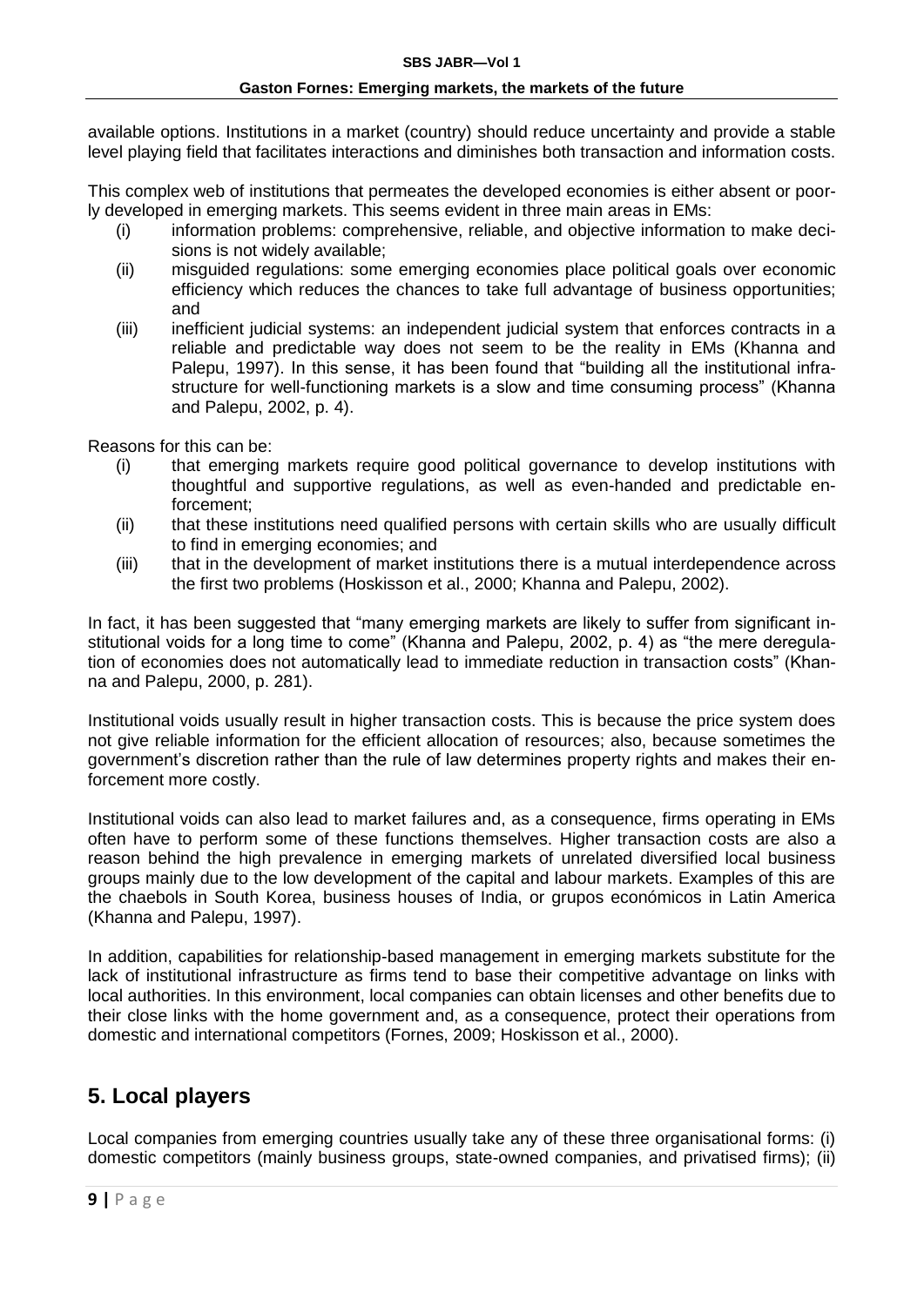available options. Institutions in a market (country) should reduce uncertainty and provide a stable level playing field that facilitates interactions and diminishes both transaction and information costs.

This complex web of institutions that permeates the developed economies is either absent or poorly developed in emerging markets. This seems evident in three main areas in EMs:

(i) information problems: comprehensive, reliable, and objective information to make decisions is not widely available;

(ii) misguided regulations: some emerging economies place political goals over economic efficiency which reduces the chances to take full advantage of business opportunities; and

(iii) inefficient judicial systems: an independent judicial system that enforces contracts in a reliable and predictable way does not seem to be the reality in EMs (Khanna and Palepu, 1997). In this sense, it has been found that "building all the institutional infrastructure for well-functioning markets is a slow and time consuming process" (Khanna and Palepu, 2002, p. 4).

Reasons for this can be:

(i) that emerging markets require good political governance to develop institutions with thoughtful and supportive regulations, as well as even-handed and predictable enforcement;

(ii) that these institutions need qualified persons with certain skills who are usually difficult to find in emerging economies; and

(iii) that in the development of market institutions there is a mutual interdependence across the first two problems (Hoskisson et al., 2000; Khanna and Palepu, 2002).

In fact, it has been suggested that "many emerging markets are likely to suffer from significant institutional voids for a long time to come" (Khanna and Palepu, 2002, p. 4) as "the mere deregulation of economies does not automatically lead to immediate reduction in transaction costs" (Khanna and Palepu, 2000, p. 281).

Institutional voids usually result in higher transaction costs. This is because the price system does not give reliable information for the efficient allocation of resources; also, because sometimes the government's discretion rather than the rule of law determines property rights and makes their enforcement more costly.

Institutional voids can also lead to market failures and, as a consequence, firms operating in EMs often have to perform some of these functions themselves. Higher transaction costs are also a reason behind the high prevalence in emerging markets of unrelated diversified local business groups mainly due to the low development of the capital and labour markets. Examples of this are the chaebols in South Korea, business houses of India, or grupos económicos in Latin America (Khanna and Palepu, 1997).

In addition, capabilities for relationship-based management in emerging markets substitute for the lack of institutional infrastructure as firms tend to base their competitive advantage on links with local authorities. In this environment, local companies can obtain licenses and other benefits due to their close links with the home government and, as a consequence, protect their operations from domestic and international competitors (Fornes, 2009; Hoskisson et al., 2000).

## 5. Local players

Local companies from emerging countries usually take any of these three organisational forms: (i) domestic competitors (mainly business groups, state-owned companies, and privatised firms); (ii)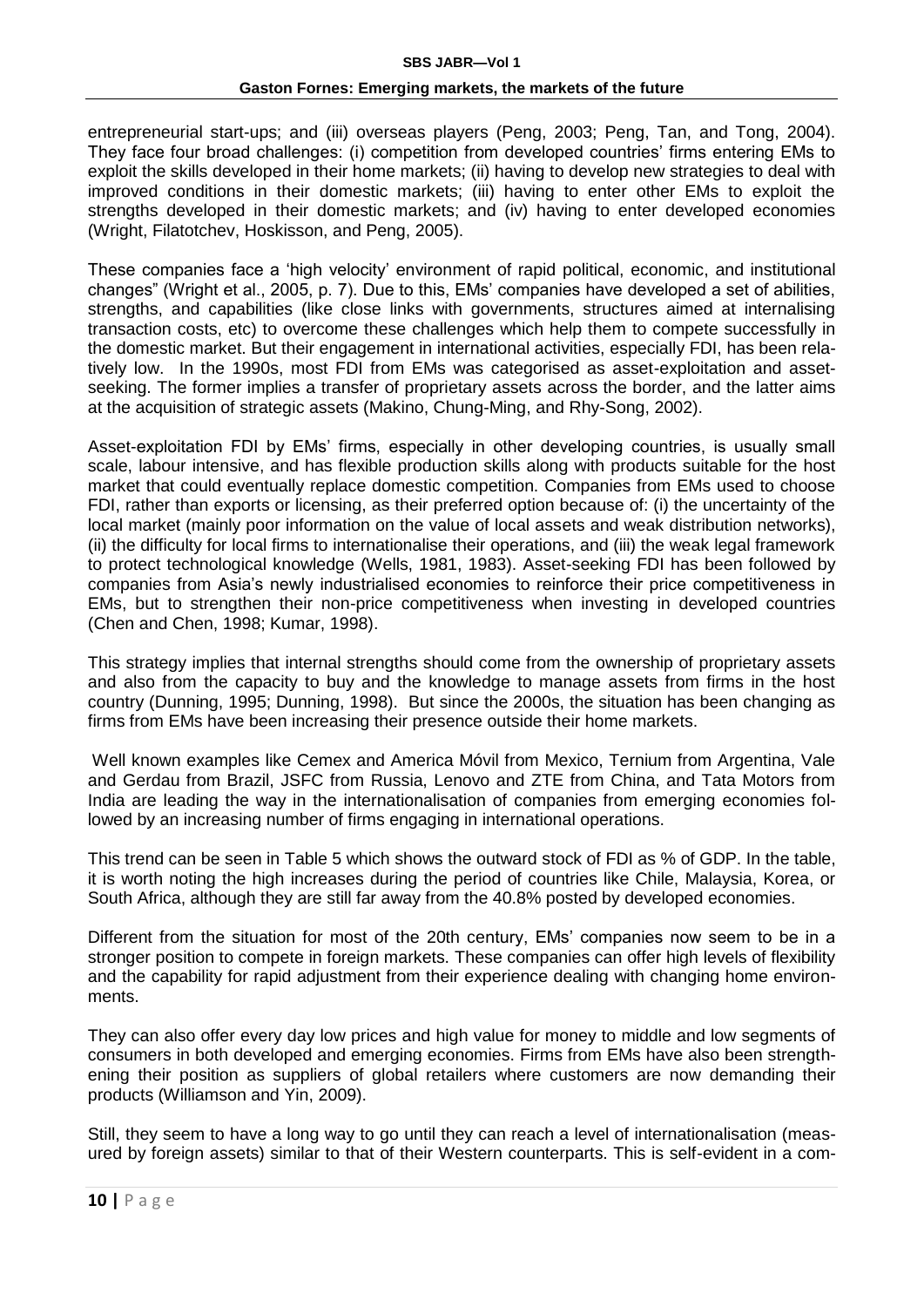entrepreneurial start-ups; and (iii) overseas players (Peng, 2003; Peng, Tan, and Tong, 2004). They face four broad challenges: (i) competition from developed countries' firms entering EMs to exploit the skills developed in their home markets; (ii) having to develop new strategies to deal with improved conditions in their domestic markets; (iii) having to enter other EMs to exploit the strengths developed in their domestic markets; and (iv) having to enter developed economies (Wright, Filatotchev, Hoskisson, and Peng, 2005).

These companies face a 'high velocity' environment of rapid political, economic, and institutional changes" (Wright et al., 2005, p. 7). Due to this, EMs' companies have developed a set of abilities, strengths, and capabilities (like close links with governments, structures aimed at internalising transaction costs, etc) to overcome these challenges which help them to compete successfully in the domestic market. But their engagement in international activities, especially FDI, has been relatively low. In the 1990s, most FDI from EMs was categorised as asset-exploitation and asset-seeking. The former implies a transfer of proprietary assets across the border, and the latter aims at the acquisition of strategic assets (Makino, Chung-Ming, and Rhy-Song, 2002).

Asset-exploitation FDI by EMs' firms, especially in other developing countries, is usually small scale, labour intensive, and has flexible production skills along with products suitable for the host market that could eventually replace domestic competition. Companies from EMs used to choose FDI, rather than exports or licensing, as their preferred option because of: (i) the uncertainty of the local market (mainly poor information on the value of local assets and weak distribution networks), (ii) the difficulty for local firms to internationalise their operations, and (iii) the weak legal framework to protect technological knowledge (Wells, 1981, 1983). Asset-seeking FDI has been followed by companies from Asia's newly industrialised economies to reinforce their price competitiveness in EMs, but to strengthen their non-price competitiveness when investing in developed countries (Chen and Chen, 1998; Kumar, 1998).

This strategy implies that internal strengths should come from the ownership of proprietary assets and also from the capacity to buy and the knowledge to manage assets from firms in the host country (Dunning, 1995; Dunning, 1998). But since the 2000s, the situation has been changing as firms from EMs have been increasing their presence outside their home markets.

Well known examples like Cemex and America Móvil from Mexico, Ternium from Argentina, Vale and Gerdau from Brazil, JSFC from Russia, Lenovo and ZTE from China, and Tata Motors from India are leading the way in the internationalisation of companies from emerging economies followed by an increasing number of firms engaging in international operations.

This trend can be seen in Table 5 which shows the outward stock of FDI as % of GDP. In the table, it is worth noting the high increases during the period of countries like Chile, Malaysia, Korea, or South Africa, although they are still far away from the 40.8% posted by developed economies.

Different from the situation for most of the 20th century, EMs' companies now seem to be in a stronger position to compete in foreign markets. These companies can offer high levels of flexibility and the capability for rapid adjustment from their experience dealing with changing home environments.

They can also offer every day low prices and high value for money to middle and low segments of consumers in both developed and emerging economies. Firms from EMs have also been strengthening their position as suppliers of global retailers where customers are now demanding their products (Williamson and Yin, 2009).

Still, they seem to have a long way to go until they can reach a level of internationalisation (measured by foreign assets) similar to that of their Western counterparts. This is self-evident in a com-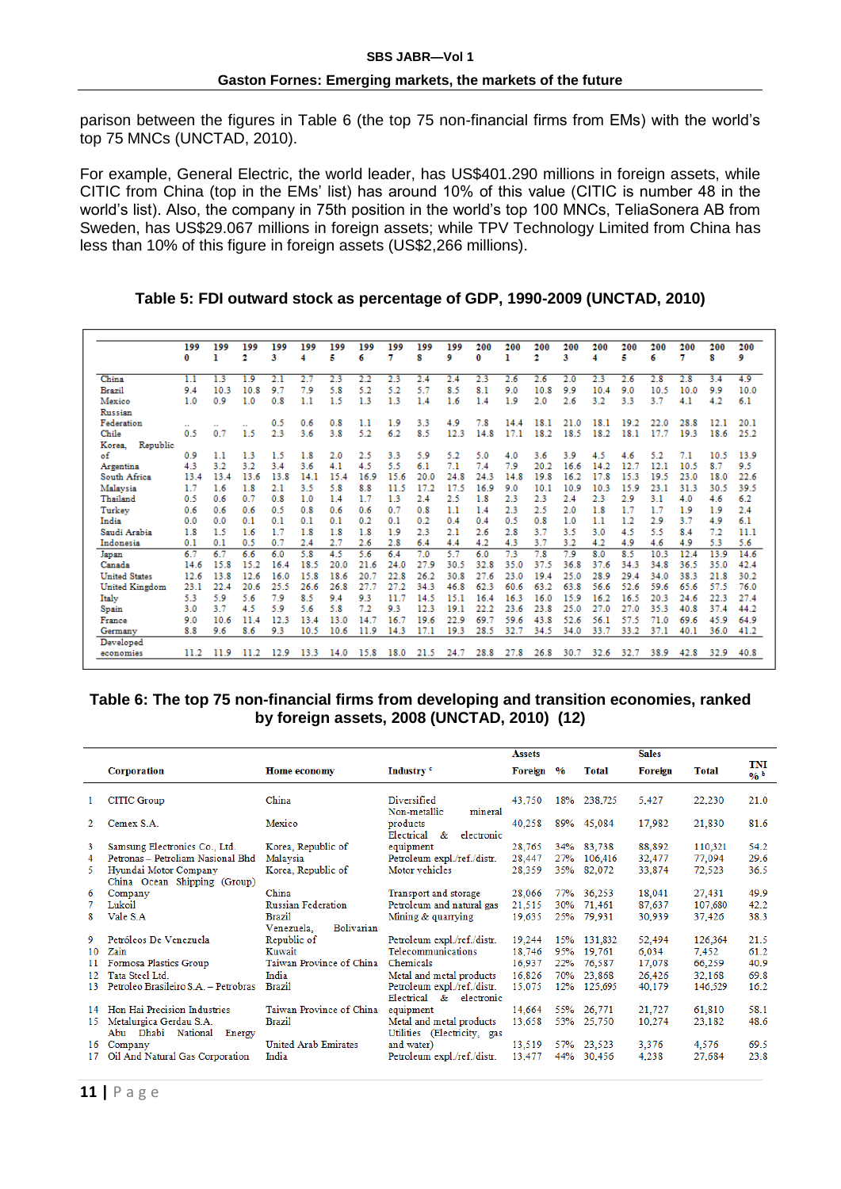parison between the figures in Table 6 (the top 75 non-financial firms from EMs) with the world's top 75 MNCs (UNCTAD, 2010).

For example, General Electric, the world leader, has US$401.290 millions in foreign assets, while CITIC from China (top in the EMs' list) has around 10% of this value (CITIC is number 48 in the world's list). Also, the company in 75th position in the world's top 100 MNCs, TeliaSonera AB from Sweden, has US$29.067 millions in foreign assets; while TPV Technology Limited from China has less than 10% of this figure in foreign assets (US$2,266 millions).

**Table 5: FDI outward stock as percentage of GDP, 1990-2009 (UNCTAD, 2010)**

| | 1990 | 1991 | 1992 | 1993 | 1994 | 1995 | 1996 | 1997 | 1998 | 1999 | 2000 | 2001 | 2002 | 2003 | 2004 | 2005 | 2006 | 2007 | 2008 | 2009 |
|---|---|---|---|---|---|---|---|---|---|---|---|---|---|---|---|---|---|---|---|---|
| China | 1.1 | 1.3 | 1.9 | 2.1 | 2.7 | 2.3 | 2.2 | 2.3 | 2.4 | 2.4 | 2.3 | 2.6 | 2.6 | 2.0 | 2.3 | 2.6 | 2.8 | 2.8 | 3.4 | 4.9 |
| Brazil | 9.4 | 10.3 | 10.8 | 9.7 | 7.9 | 5.8 | 5.2 | 5.2 | 5.7 | 8.5 | 8.1 | 9.0 | 10.8 | 9.9 | 10.4 | 9.0 | 10.5 | 10.0 | 9.9 | 10.0 |
| Mexico | 1.0 | 0.9 | 1.0 | 0.8 | 1.1 | 1.5 | 1.3 | 1.3 | 1.4 | 1.6 | 1.4 | 1.9 | 2.0 | 2.6 | 3.2 | 3.3 | 3.7 | 4.1 | 4.2 | 6.1 |
| Russian Federation | .. | .. | .. | 0.5 | 0.6 | 0.8 | 1.1 | 1.9 | 3.3 | 4.9 | 7.8 | 14.4 | 18.1 | 21.0 | 18.1 | 19.2 | 22.0 | 28.8 | 12.1 | 20.1 |
| Chile | 0.5 | 0.7 | 1.5 | 2.3 | 3.6 | 3.8 | 5.2 | 6.2 | 8.5 | 12.3 | 14.8 | 17.1 | 18.2 | 18.5 | 18.2 | 18.1 | 17.7 | 19.3 | 18.6 | 25.2 |
| Korea, Republic of | 0.9 | 1.1 | 1.3 | 1.5 | 1.8 | 2.0 | 2.5 | 3.3 | 5.9 | 5.2 | 5.0 | 4.0 | 3.6 | 3.9 | 4.5 | 4.6 | 5.2 | 7.1 | 10.5 | 13.9 |
| Argentina | 4.3 | 3.2 | 3.2 | 3.4 | 3.6 | 4.1 | 4.5 | 5.5 | 6.1 | 7.1 | 7.4 | 7.9 | 20.2 | 16.6 | 14.2 | 12.7 | 12.1 | 10.5 | 8.7 | 9.5 |
| South Africa | 13.4 | 13.4 | 13.6 | 13.8 | 14.1 | 15.4 | 16.9 | 15.6 | 20.0 | 24.8 | 24.3 | 14.8 | 19.8 | 16.2 | 17.8 | 15.3 | 19.5 | 23.0 | 18.0 | 22.6 |
| Malaysia | 1.7 | 1.6 | 1.8 | 2.1 | 3.5 | 5.8 | 8.8 | 11.5 | 17.2 | 17.5 | 16.9 | 9.0 | 10.1 | 10.9 | 10.3 | 15.9 | 23.1 | 31.3 | 30.5 | 39.5 |
| Thailand | 0.5 | 0.6 | 0.7 | 0.8 | 1.0 | 1.4 | 1.7 | 1.3 | 2.4 | 2.5 | 1.8 | 2.3 | 2.3 | 2.4 | 2.3 | 2.9 | 3.1 | 4.0 | 4.6 | 6.2 |
| Turkey | 0.6 | 0.6 | 0.6 | 0.5 | 0.8 | 0.6 | 0.6 | 0.7 | 0.8 | 1.1 | 1.4 | 2.3 | 2.5 | 2.0 | 1.8 | 1.7 | 1.7 | 1.9 | 1.9 | 2.4 |
| India | 0.0 | 0.0 | 0.1 | 0.1 | 0.1 | 0.1 | 0.2 | 0.1 | 0.2 | 0.4 | 0.4 | 0.5 | 0.8 | 1.0 | 1.1 | 1.2 | 2.9 | 3.7 | 4.9 | 6.1 |
| Saudi Arabia | 1.8 | 1.5 | 1.6 | 1.7 | 1.8 | 1.8 | 1.8 | 1.9 | 2.3 | 2.1 | 2.6 | 2.8 | 3.7 | 3.5 | 3.0 | 4.5 | 5.5 | 8.4 | 7.2 | 11.1 |
| Indonesia | 0.1 | 0.1 | 0.5 | 0.7 | 2.4 | 2.7 | 2.6 | 2.8 | 6.4 | 4.4 | 4.2 | 4.3 | 3.7 | 3.2 | 4.2 | 4.9 | 4.6 | 4.9 | 5.3 | 5.6 |
| Japan | 6.7 | 6.7 | 6.6 | 6.0 | 5.8 | 4.5 | 5.6 | 6.4 | 7.0 | 5.7 | 6.0 | 7.3 | 7.8 | 7.9 | 8.0 | 8.5 | 10.3 | 12.4 | 13.9 | 14.6 |
| Canada | 14.6 | 15.8 | 15.2 | 16.4 | 18.5 | 20.0 | 21.6 | 24.0 | 27.9 | 30.5 | 32.8 | 35.0 | 37.5 | 36.8 | 37.6 | 34.3 | 34.8 | 36.5 | 35.0 | 42.4 |
| United States | 12.6 | 13.8 | 12.6 | 16.0 | 15.8 | 18.6 | 20.7 | 22.8 | 26.2 | 30.8 | 27.6 | 23.0 | 19.4 | 25.0 | 28.9 | 29.4 | 34.0 | 38.3 | 21.8 | 30.2 |
| United Kingdom | 23.1 | 22.4 | 20.6 | 25.5 | 26.6 | 26.8 | 27.7 | 27.2 | 34.3 | 46.8 | 62.3 | 60.6 | 63.2 | 63.8 | 56.6 | 52.6 | 59.6 | 65.6 | 57.5 | 76.0 |
| Italy | 5.3 | 5.9 | 5.6 | 7.9 | 8.5 | 9.4 | 9.3 | 11.7 | 14.5 | 15.1 | 16.4 | 16.3 | 16.0 | 15.9 | 16.2 | 16.5 | 20.3 | 24.6 | 22.3 | 27.4 |
| Spain | 3.0 | 3.7 | 4.5 | 5.9 | 5.6 | 5.8 | 7.2 | 9.3 | 12.3 | 19.1 | 22.2 | 23.6 | 23.8 | 25.0 | 27.0 | 27.0 | 35.3 | 40.8 | 37.4 | 44.2 |
| France | 9.0 | 10.6 | 11.4 | 12.3 | 13.4 | 13.0 | 14.7 | 16.7 | 19.6 | 22.9 | 69.7 | 59.6 | 43.8 | 52.6 | 56.1 | 57.5 | 71.0 | 69.6 | 45.9 | 64.9 |
| Germany | 8.8 | 9.6 | 8.6 | 9.3 | 10.5 | 10.6 | 11.9 | 14.3 | 17.1 | 19.3 | 28.5 | 32.7 | 34.5 | 34.0 | 33.7 | 33.2 | 37.1 | 40.1 | 36.0 | 41.2 |
| Developed economies | 11.2 | 11.9 | 11.2 | 12.9 | 13.3 | 14.0 | 15.8 | 18.0 | 21.5 | 24.7 | 28.8 | 27.8 | 26.8 | 30.7 | 32.6 | 32.7 | 38.9 | 42.8 | 32.9 | 40.8 |

**Table 6: The top 75 non-financial firms from developing and transition economies, ranked by foreign assets, 2008 (UNCTAD, 2010) (12)**

| | Corporation | Home economy | Industry [c] | Assets Foreign | % | Total | Sales Foreign | Total | TNI % [b] |
|---|---|---|---|---|---|---|---|---|---|
| 1 | CITIC Group | China | Diversified | 43,750 | 18% | 238,725 | 5,427 | 22,230 | 21.0 |
| 2 | Cemex S.A. | Mexico | Non-metallic mineral products | 40,258 | 89% | 45,084 | 17,982 | 21,830 | 81.6 |
| 3 | Samsung Electronics Co., Ltd. | Korea, Republic of | Electrical & electronic equipment | 28,765 | 34% | 83,738 | 88,892 | 110,321 | 54.2 |
| 4 | Petronas – Petroliam Nasional Bhd | Malaysia | Petroleum expl./ref./distr. | 28,447 | 27% | 106,416 | 32,477 | 77,094 | 29.6 |
| 5 | Hyundai Motor Company | Korea, Republic of | Motor vehicles | 28,359 | 35% | 82,072 | 33,874 | 72,523 | 36.5 |
| 6 | China Ocean Shipping (Group) Company | China | Transport and storage | 28,066 | 77% | 36,253 | 18,041 | 27,431 | 49.9 |
| 7 | Lukoil | Russian Federation | Petroleum and natural gas | 21,515 | 30% | 71,461 | 87,637 | 107,680 | 42.2 |
| 8 | Vale S.A | Brazil | Mining & quarrying | 19,635 | 25% | 79,931 | 30,939 | 37,426 | 38.3 |
| 9 | Petróleos De Venezuela | Venezuela, Bolivarian Republic of | Petroleum expl./ref./distr. | 19,244 | 15% | 131,832 | 52,494 | 126,364 | 21.5 |
| 10 | Zain | Kuwait | Telecommunications | 18,746 | 95% | 19,761 | 6,034 | 7,452 | 61.2 |
| 11 | Formosa Plastics Group | Taiwan Province of China | Chemicals | 16,937 | 22% | 76,587 | 17,078 | 66,259 | 40.9 |
| 12 | Tata Steel Ltd. | India | Metal and metal products | 16,826 | 70% | 23,868 | 26,426 | 32,168 | 69.8 |
| 13 | Petroleo Brasileiro S.A. – Petrobras | Brazil | Petroleum expl./ref./distr. | 15,075 | 12% | 125,695 | 40,179 | 146,529 | 16.2 |
| 14 | Hon Hai Precision Industries | Taiwan Province of China | Electrical & electronic equipment | 14,664 | 55% | 26,771 | 21,727 | 61,810 | 58.1 |
| 15 | Metalurgica Gerdau S.A. | Brazil | Metal and metal products | 13,658 | 53% | 25,750 | 10,274 | 23,182 | 48.6 |
| 16 | Abu Dhabi National Energy Company | United Arab Emirates | Utilities (Electricity, gas and water) | 13,519 | 57% | 23,523 | 3,376 | 4,576 | 69.5 |
| 17 | Oil And Natural Gas Corporation | India | Petroleum expl./ref./distr. | 13,477 | 44% | 30,456 | 4,238 | 27,684 | 23.8 |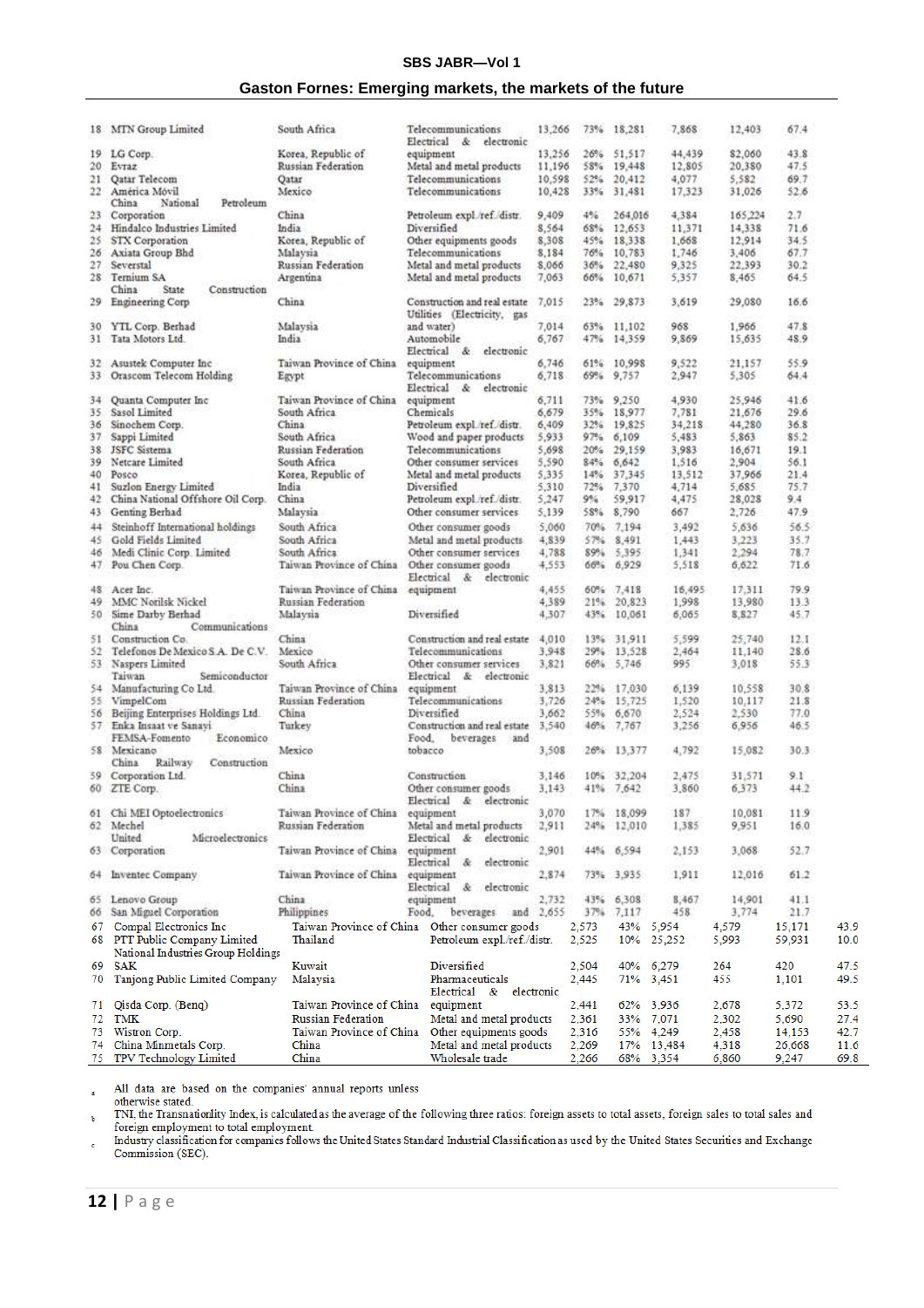| | | | | | | | | | |
|---|---|---|---|---|---|---|---|---|---|
| 18 | MTN Group Limited | South Africa | Telecommunications | 13,266 | 73% | 18,281 | 7,868 | 12,403 | 67.4 |
| 19 | LG Corp. | Korea, Republic of | Electrical & electronic equipment | 13,256 | 26% | 51,517 | 44,439 | 82,060 | 43.8 |
| 20 | Evraz | Russian Federation | Metal and metal products | 11,196 | 58% | 19,448 | 12,805 | 20,380 | 47.5 |
| 21 | Qatar Telecom | Qatar | Telecommunications | 10,598 | 52% | 20,412 | 4,077 | 5,582 | 69.7 |
| 22 | América Móvil | Mexico | Telecommunications | 10,428 | 33% | 31,481 | 17,323 | 31,026 | 52.6 |
| 23 | China National Petroleum Corporation | China | Petroleum expl./ref./distr. | 9,409 | 4% | 264,016 | 4,384 | 165,224 | 2.7 |
| 24 | Hindalco Industries Limited | India | Diversified | 8,564 | 68% | 12,653 | 11,371 | 14,338 | 71.6 |
| 25 | STX Corporation | Korea, Republic of | Other equipments goods | 8,308 | 45% | 18,338 | 1,668 | 12,914 | 34.5 |
| 26 | Axiata Group Bhd | Malaysia | Telecommunications | 8,184 | 76% | 10,783 | 1,746 | 3,406 | 67.7 |
| 27 | Severstal | Russian Federation | Metal and metal products | 8,066 | 36% | 22,480 | 9,325 | 22,393 | 30.2 |
| 28 | Ternium SA | Argentina | Metal and metal products | 7,063 | 66% | 10,671 | 5,357 | 8,465 | 64.5 |
| 29 | China State Construction Engineering Corp | China | Construction and real estate | 7,015 | 23% | 29,873 | 3,619 | 29,080 | 16.6 |
| 30 | YTL Corp. Berhad | Malaysia | Utilities (Electricity, gas and water) | 7,014 | 63% | 11,102 | 968 | 1,966 | 47.8 |
| 31 | Tata Motors Ltd. | India | Automobile | 6,767 | 47% | 14,359 | 9,869 | 15,635 | 48.9 |
| 32 | Asustek Computer Inc | Taiwan Province of China | Electrical & electronic equipment | 6,746 | 61% | 10,998 | 9,522 | 21,157 | 55.9 |
| 33 | Orascom Telecom Holding | Egypt | Telecommunications | 6,718 | 69% | 9,757 | 2,947 | 5,305 | 64.4 |
| 34 | Quanta Computer Inc | Taiwan Province of China | Electrical & electronic equipment | 6,711 | 73% | 9,250 | 4,930 | 25,946 | 41.6 |
| 35 | Sasol Limited | South Africa | Chemicals | 6,679 | 35% | 18,977 | 7,781 | 21,676 | 29.6 |
| 36 | Sinochem Corp. | China | Petroleum expl./ref./distr. | 6,409 | 32% | 19,825 | 34,218 | 44,280 | 36.8 |
| 37 | Sappi Limited | South Africa | Wood and paper products | 5,933 | 97% | 6,109 | 5,483 | 5,863 | 85.2 |
| 38 | JSFC Sistema | Russian Federation | Telecommunications | 5,698 | 20% | 29,159 | 3,983 | 16,671 | 19.1 |
| 39 | Netcare Limited | South Africa | Other consumer services | 5,590 | 84% | 6,642 | 1,516 | 2,904 | 56.1 |
| 40 | Posco | Korea, Republic of | Metal and metal products | 5,335 | 14% | 37,345 | 13,512 | 37,966 | 21.4 |
| 41 | Suzlon Energy Limited | India | Diversified | 5,310 | 72% | 7,370 | 4,714 | 5,685 | 75.7 |
| 42 | China National Offshore Oil Corp. | China | Petroleum expl./ref./distr. | 5,247 | 9% | 59,917 | 4,475 | 28,028 | 9.4 |
| 43 | Genting Berhad | Malaysia | Other consumer services | 5,139 | 58% | 8,790 | 667 | 2,726 | 47.9 |
| 44 | Steinhoff International holdings | South Africa | Other consumer goods | 5,060 | 70% | 7,194 | 3,492 | 5,636 | 56.5 |
| 45 | Gold Fields Limited | South Africa | Metal and metal products | 4,839 | 57% | 8,491 | 1,443 | 3,223 | 35.7 |
| 46 | Medi Clinic Corp. Limited | South Africa | Other consumer services | 4,788 | 89% | 5,395 | 1,341 | 2,294 | 78.7 |
| 47 | Pou Chen Corp. | Taiwan Province of China | Other consumer goods | 4,553 | 66% | 6,929 | 5,518 | 6,622 | 71.6 |
| 48 | Acer Inc. | Taiwan Province of China | Electrical & electronic equipment | 4,455 | 60% | 7,418 | 16,495 | 17,311 | 79.9 |
| 49 | MMC Norilsk Nickel | Russian Federation | | 4,389 | 21% | 20,823 | 1,998 | 13,980 | 13.3 |
| 50 | Sime Darby Berhad | Malaysia | Diversified | 4,307 | 43% | 10,061 | 6,065 | 8,827 | 45.7 |
| 51 | China Communications Construction Co. | China | Construction and real estate | 4,010 | 13% | 31,911 | 5,599 | 25,740 | 12.1 |
| 52 | Telefonos De Mexico S.A. De C.V. | Mexico | Telecommunications | 3,948 | 29% | 13,528 | 2,464 | 11,140 | 28.6 |
| 53 | Naspers Limited | South Africa | Other consumer services | 3,821 | 66% | 5,746 | 995 | 3,018 | 55.3 |
| 54 | Taiwan Semiconductor Manufacturing Co Ltd. | Taiwan Province of China | Electrical & electronic equipment | 3,813 | 22% | 17,030 | 6,139 | 10,558 | 30.8 |
| 55 | VimpelCom | Russian Federation | Telecommunications | 3,726 | 24% | 15,725 | 1,520 | 10,117 | 21.8 |
| 56 | Beijing Enterprises Holdings Ltd. | China | Diversified | 3,662 | 55% | 6,670 | 2,524 | 2,530 | 77.0 |
| 57 | Enka Insaat ve Sanayi | Turkey | Construction and real estate | 3,540 | 46% | 7,767 | 3,256 | 6,956 | 46.5 |
| 58 | FEMSA-Fomento Economico Mexicano | Mexico | Food, beverages and tobacco | 3,508 | 26% | 13,377 | 4,792 | 15,082 | 30.3 |
| 59 | China Railway Construction Corporation Ltd. | China | Construction | 3,146 | 10% | 32,204 | 2,475 | 31,571 | 9.1 |
| 60 | ZTE Corp. | China | Other consumer goods | 3,143 | 41% | 7,642 | 3,860 | 6,373 | 44.2 |
| 61 | Chi MEI Optoelectronics | Taiwan Province of China | Electrical & electronic equipment | 3,070 | 17% | 18,099 | 187 | 10,081 | 11.9 |
| 62 | Mechel | Russian Federation | Metal and metal products | 2,911 | 24% | 12,010 | 1,385 | 9,951 | 16.0 |
| 63 | United Microelectronics Corporation | Taiwan Province of China | Electrical & electronic equipment | 2,901 | 44% | 6,594 | 2,153 | 3,068 | 52.7 |
| 64 | Inventec Company | Taiwan Province of China | Electrical & electronic equipment | 2,874 | 73% | 3,935 | 1,911 | 12,016 | 61.2 |
| 65 | Lenovo Group | China | Electrical & electronic equipment | 2,732 | 43% | 6,308 | 8,467 | 14,901 | 41.1 |
| 66 | San Miguel Corporation | Philippines | Food, beverages and | 2,655 | 37% | 7,117 | 458 | 3,774 | 21.7 |
| 67 | Compal Electronics Inc | Taiwan Province of China | Other consumer goods | 2,573 | 43% | 5,954 | 4,579 | 15,171 | 43.9 |
| 68 | PTT Public Company Limited | Thailand | Petroleum expl./ref./distr. | 2,525 | 10% | 25,252 | 5,993 | 59,931 | 10.0 |
| 69 | National Industries Group Holdings SAK | Kuwait | Diversified | 2,504 | 40% | 6,279 | 264 | 420 | 47.5 |
| 70 | Tanjong Public Limited Company | Malaysia | Pharmaceuticals | 2,445 | 71% | 3,451 | 455 | 1,101 | 49.5 |
| 71 | Qisda Corp. (Benq) | Taiwan Province of China | Electrical & electronic equipment | 2,441 | 62% | 3,936 | 2,678 | 5,372 | 53.5 |
| 72 | TMK | Russian Federation | Metal and metal products | 2,361 | 33% | 7,071 | 2,302 | 5,690 | 27.4 |
| 73 | Wistron Corp. | Taiwan Province of China | Other equipments goods | 2,316 | 55% | 4,249 | 2,458 | 14,153 | 42.7 |
| 74 | China Minmetals Corp. | China | Metal and metal products | 2,269 | 17% | 13,484 | 4,318 | 26,668 | 11.6 |
| 75 | TPV Technology Limited | China | Wholesale trade | 2,266 | 68% | 3,354 | 6,860 | 9,247 | 69.8 |

[a] All data are based on the companies' annual reports unless otherwise stated.

[b] TNI, the Transnationality Index, is calculated as the average of the following three ratios: foreign assets to total assets, foreign sales to total sales and foreign employment to total employment.

[c] Industry classification for companies follows the United States Standard Industrial Classification as used by the United States Securities and Exchange Commission (SEC).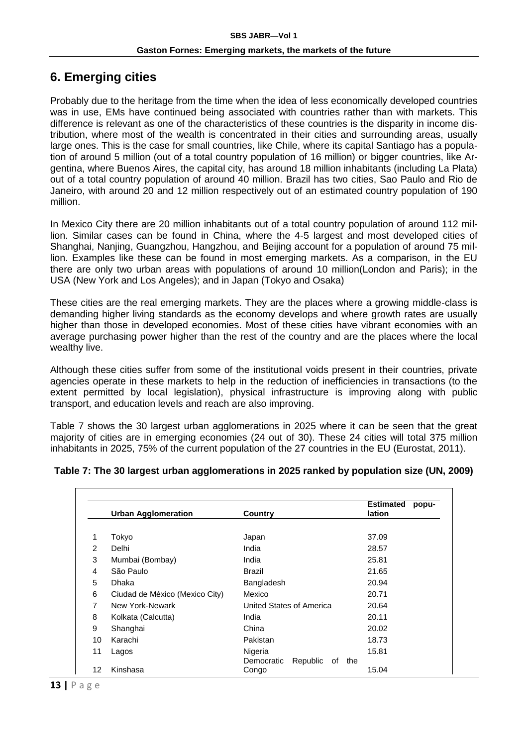## 6. Emerging cities

Probably due to the heritage from the time when the idea of less economically developed countries was in use, EMs have continued being associated with countries rather than with markets. This difference is relevant as one of the characteristics of these countries is the disparity in income distribution, where most of the wealth is concentrated in their cities and surrounding areas, usually large ones. This is the case for small countries, like Chile, where its capital Santiago has a population of around 5 million (out of a total country population of 16 million) or bigger countries, like Argentina, where Buenos Aires, the capital city, has around 18 million inhabitants (including La Plata) out of a total country population of around 40 million. Brazil has two cities, Sao Paulo and Rio de Janeiro, with around 20 and 12 million respectively out of an estimated country population of 190 million.

In Mexico City there are 20 million inhabitants out of a total country population of around 112 million. Similar cases can be found in China, where the 4-5 largest and most developed cities of Shanghai, Nanjing, Guangzhou, Hangzhou, and Beijing account for a population of around 75 million. Examples like these can be found in most emerging markets. As a comparison, in the EU there are only two urban areas with populations of around 10 million(London and Paris); in the USA (New York and Los Angeles); and in Japan (Tokyo and Osaka)

These cities are the real emerging markets. They are the places where a growing middle-class is demanding higher living standards as the economy develops and where growth rates are usually higher than those in developed economies. Most of these cities have vibrant economies with an average purchasing power higher than the rest of the country and are the places where the local wealthy live.

Although these cities suffer from some of the institutional voids present in their countries, private agencies operate in these markets to help in the reduction of inefficiencies in transactions (to the extent permitted by local legislation), physical infrastructure is improving along with public transport, and education levels and reach are also improving.

Table 7 shows the 30 largest urban agglomerations in 2025 where it can be seen that the great majority of cities are in emerging economies (24 out of 30). These 24 cities will total 375 million inhabitants in 2025, 75% of the current population of the 27 countries in the EU (Eurostat, 2011).

**Table 7: The 30 largest urban agglomerations in 2025 ranked by population size (UN, 2009)**

| | Urban Agglomeration | Country | Estimated population |
|---|---|---|---|
| 1 | Tokyo | Japan | 37.09 |
| 2 | Delhi | India | 28.57 |
| 3 | Mumbai (Bombay) | India | 25.81 |
| 4 | São Paulo | Brazil | 21.65 |
| 5 | Dhaka | Bangladesh | 20.94 |
| 6 | Ciudad de México (Mexico City) | Mexico | 20.71 |
| 7 | New York-Newark | United States of America | 20.64 |
| 8 | Kolkata (Calcutta) | India | 20.11 |
| 9 | Shanghai | China | 20.02 |
| 10 | Karachi | Pakistan | 18.73 |
| 11 | Lagos | Nigeria | 15.81 |
| 12 | Kinshasa | Democratic Republic of the Congo | 15.04 |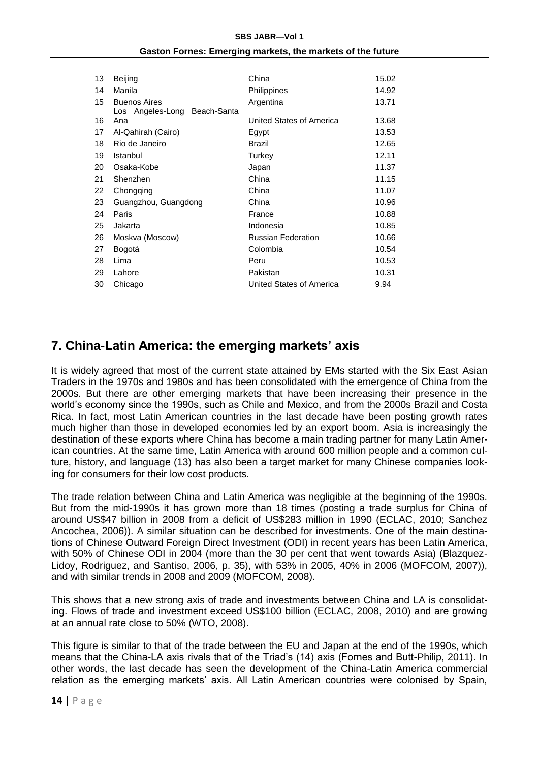| | | | |
|---|---|---|---|
| 13 | Beijing | China | 15.02 |
| 14 | Manila | Philippines | 14.92 |
| 15 | Buenos Aires | Argentina | 13.71 |
| 16 | Los Angeles-Long Beach-Santa Ana | United States of America | 13.68 |
| 17 | Al-Qahirah (Cairo) | Egypt | 13.53 |
| 18 | Rio de Janeiro | Brazil | 12.65 |
| 19 | Istanbul | Turkey | 12.11 |
| 20 | Osaka-Kobe | Japan | 11.37 |
| 21 | Shenzhen | China | 11.15 |
| 22 | Chongqing | China | 11.07 |
| 23 | Guangzhou, Guangdong | China | 10.96 |
| 24 | Paris | France | 10.88 |
| 25 | Jakarta | Indonesia | 10.85 |
| 26 | Moskva (Moscow) | Russian Federation | 10.66 |
| 27 | Bogotá | Colombia | 10.54 |
| 28 | Lima | Peru | 10.53 |
| 29 | Lahore | Pakistan | 10.31 |
| 30 | Chicago | United States of America | 9.94 |

## 7. China-Latin America: the emerging markets' axis

It is widely agreed that most of the current state attained by EMs started with the Six East Asian Traders in the 1970s and 1980s and has been consolidated with the emergence of China from the 2000s. But there are other emerging markets that have been increasing their presence in the world's economy since the 1990s, such as Chile and Mexico, and from the 2000s Brazil and Costa Rica. In fact, most Latin American countries in the last decade have been posting growth rates much higher than those in developed economies led by an export boom. Asia is increasingly the destination of these exports where China has become a main trading partner for many Latin American countries. At the same time, Latin America with around 600 million people and a common culture, history, and language (13) has also been a target market for many Chinese companies looking for consumers for their low cost products.

The trade relation between China and Latin America was negligible at the beginning of the 1990s. But from the mid-1990s it has grown more than 18 times (posting a trade surplus for China of around US$47 billion in 2008 from a deficit of US$283 million in 1990 (ECLAC, 2010; Sanchez Ancochea, 2006)). A similar situation can be described for investments. One of the main destinations of Chinese Outward Foreign Direct Investment (ODI) in recent years has been Latin America, with 50% of Chinese ODI in 2004 (more than the 30 per cent that went towards Asia) (Blazquez-Lidoy, Rodriguez, and Santiso, 2006, p. 35), with 53% in 2005, 40% in 2006 (MOFCOM, 2007)), and with similar trends in 2008 and 2009 (MOFCOM, 2008).

This shows that a new strong axis of trade and investments between China and LA is consolidating. Flows of trade and investment exceed US$100 billion (ECLAC, 2008, 2010) and are growing at an annual rate close to 50% (WTO, 2008).

This figure is similar to that of the trade between the EU and Japan at the end of the 1990s, which means that the China-LA axis rivals that of the Triad's (14) axis (Fornes and Butt-Philip, 2011). In other words, the last decade has seen the development of the China-Latin America commercial relation as the emerging markets' axis. All Latin American countries were colonised by Spain,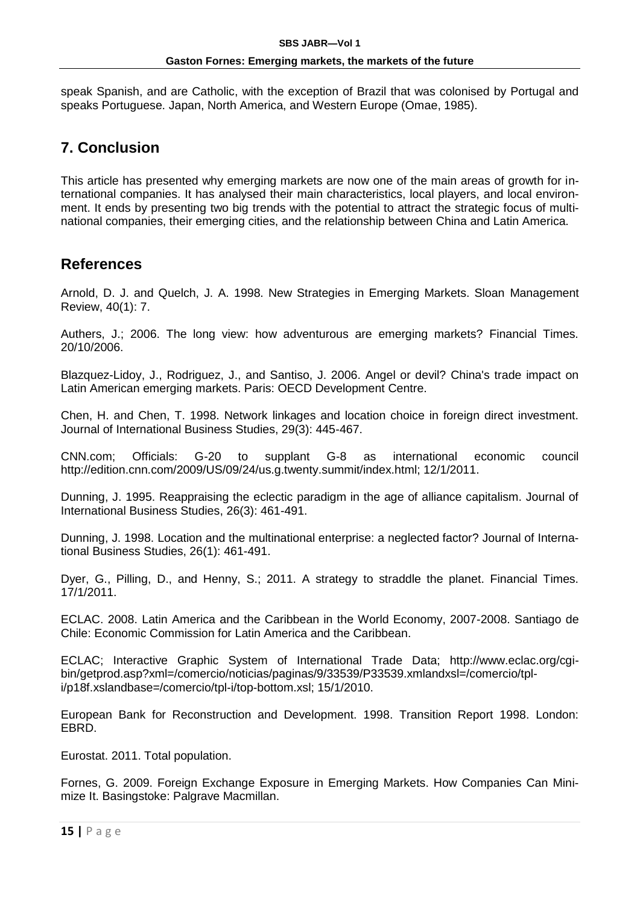speak Spanish, and are Catholic, with the exception of Brazil that was colonised by Portugal and speaks Portuguese. Japan, North America, and Western Europe (Omae, 1985).

## 7. Conclusion

This article has presented why emerging markets are now one of the main areas of growth for international companies. It has analysed their main characteristics, local players, and local environment. It ends by presenting two big trends with the potential to attract the strategic focus of multinational companies, their emerging cities, and the relationship between China and Latin America.

## References

Arnold, D. J. and Quelch, J. A. 1998. New Strategies in Emerging Markets. Sloan Management Review, 40(1): 7.

Authers, J.; 2006. The long view: how adventurous are emerging markets? Financial Times. 20/10/2006.

Blazquez-Lidoy, J., Rodriguez, J., and Santiso, J. 2006. Angel or devil? China's trade impact on Latin American emerging markets. Paris: OECD Development Centre.

Chen, H. and Chen, T. 1998. Network linkages and location choice in foreign direct investment. Journal of International Business Studies, 29(3): 445-467.

CNN.com; Officials: G-20 to supplant G-8 as international economic council http://edition.cnn.com/2009/US/09/24/us.g.twenty.summit/index.html; 12/1/2011.

Dunning, J. 1995. Reappraising the eclectic paradigm in the age of alliance capitalism. Journal of International Business Studies, 26(3): 461-491.

Dunning, J. 1998. Location and the multinational enterprise: a neglected factor? Journal of International Business Studies, 26(1): 461-491.

Dyer, G., Pilling, D., and Henny, S.; 2011. A strategy to straddle the planet. Financial Times. 17/1/2011.

ECLAC. 2008. Latin America and the Caribbean in the World Economy, 2007-2008. Santiago de Chile: Economic Commission for Latin America and the Caribbean.

ECLAC; Interactive Graphic System of International Trade Data; http://www.eclac.org/cgi-bin/getprod.asp?xml=/comercio/noticias/paginas/9/33539/P33539.xmlandxsl=/comercio/tpl-i/p18f.xslandbase=/comercio/tpl-i/top-bottom.xsl; 15/1/2010.

European Bank for Reconstruction and Development. 1998. Transition Report 1998. London: EBRD.

Eurostat. 2011. Total population.

Fornes, G. 2009. Foreign Exchange Exposure in Emerging Markets. How Companies Can Minimize It. Basingstoke: Palgrave Macmillan.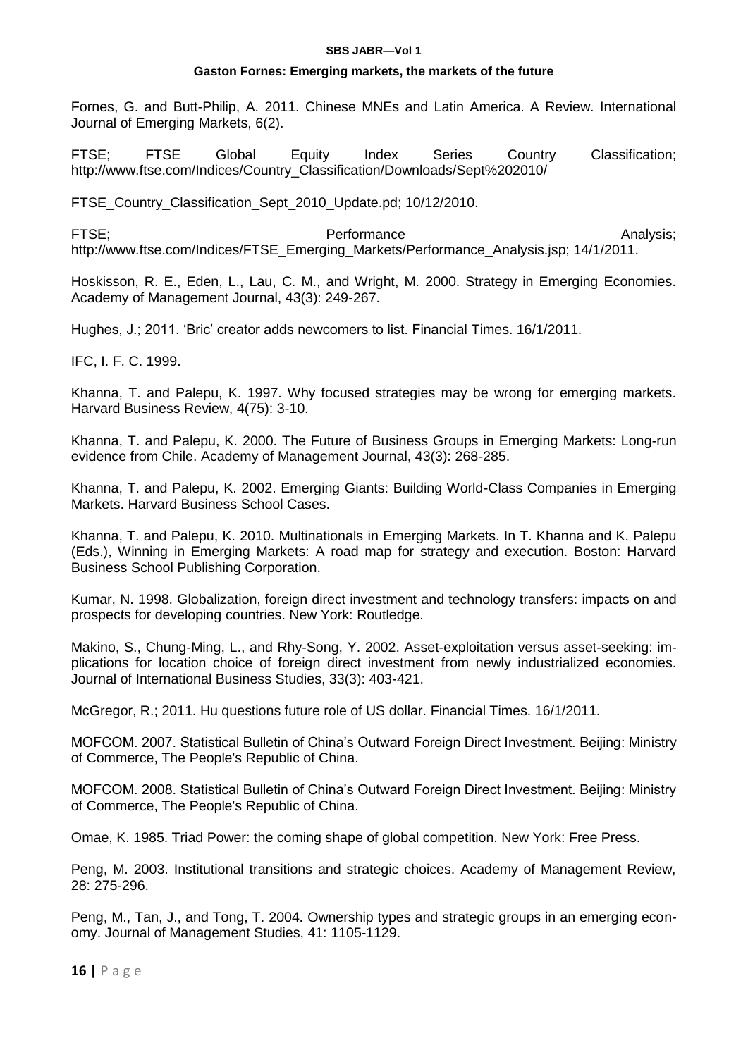Fornes, G. and Butt-Philip, A. 2011. Chinese MNEs and Latin America. A Review. International Journal of Emerging Markets, 6(2).

FTSE; FTSE Global Equity Index Series Country Classification; http://www.ftse.com/Indices/Country_Classification/Downloads/Sept%202010/

FTSE_Country_Classification_Sept_2010_Update.pd; 10/12/2010.

FTSE; Performance Analysis; http://www.ftse.com/Indices/FTSE_Emerging_Markets/Performance_Analysis.jsp; 14/1/2011.

Hoskisson, R. E., Eden, L., Lau, C. M., and Wright, M. 2000. Strategy in Emerging Economies. Academy of Management Journal, 43(3): 249-267.

Hughes, J.; 2011. 'Bric' creator adds newcomers to list. Financial Times. 16/1/2011.

IFC, I. F. C. 1999.

Khanna, T. and Palepu, K. 1997. Why focused strategies may be wrong for emerging markets. Harvard Business Review, 4(75): 3-10.

Khanna, T. and Palepu, K. 2000. The Future of Business Groups in Emerging Markets: Long-run evidence from Chile. Academy of Management Journal, 43(3): 268-285.

Khanna, T. and Palepu, K. 2002. Emerging Giants: Building World-Class Companies in Emerging Markets. Harvard Business School Cases.

Khanna, T. and Palepu, K. 2010. Multinationals in Emerging Markets. In T. Khanna and K. Palepu (Eds.), Winning in Emerging Markets: A road map for strategy and execution. Boston: Harvard Business School Publishing Corporation.

Kumar, N. 1998. Globalization, foreign direct investment and technology transfers: impacts on and prospects for developing countries. New York: Routledge.

Makino, S., Chung-Ming, L., and Rhy-Song, Y. 2002. Asset-exploitation versus asset-seeking: implications for location choice of foreign direct investment from newly industrialized economies. Journal of International Business Studies, 33(3): 403-421.

McGregor, R.; 2011. Hu questions future role of US dollar. Financial Times. 16/1/2011.

MOFCOM. 2007. Statistical Bulletin of China's Outward Foreign Direct Investment. Beijing: Ministry of Commerce, The People's Republic of China.

MOFCOM. 2008. Statistical Bulletin of China's Outward Foreign Direct Investment. Beijing: Ministry of Commerce, The People's Republic of China.

Omae, K. 1985. Triad Power: the coming shape of global competition. New York: Free Press.

Peng, M. 2003. Institutional transitions and strategic choices. Academy of Management Review, 28: 275-296.

Peng, M., Tan, J., and Tong, T. 2004. Ownership types and strategic groups in an emerging economy. Journal of Management Studies, 41: 1105-1129.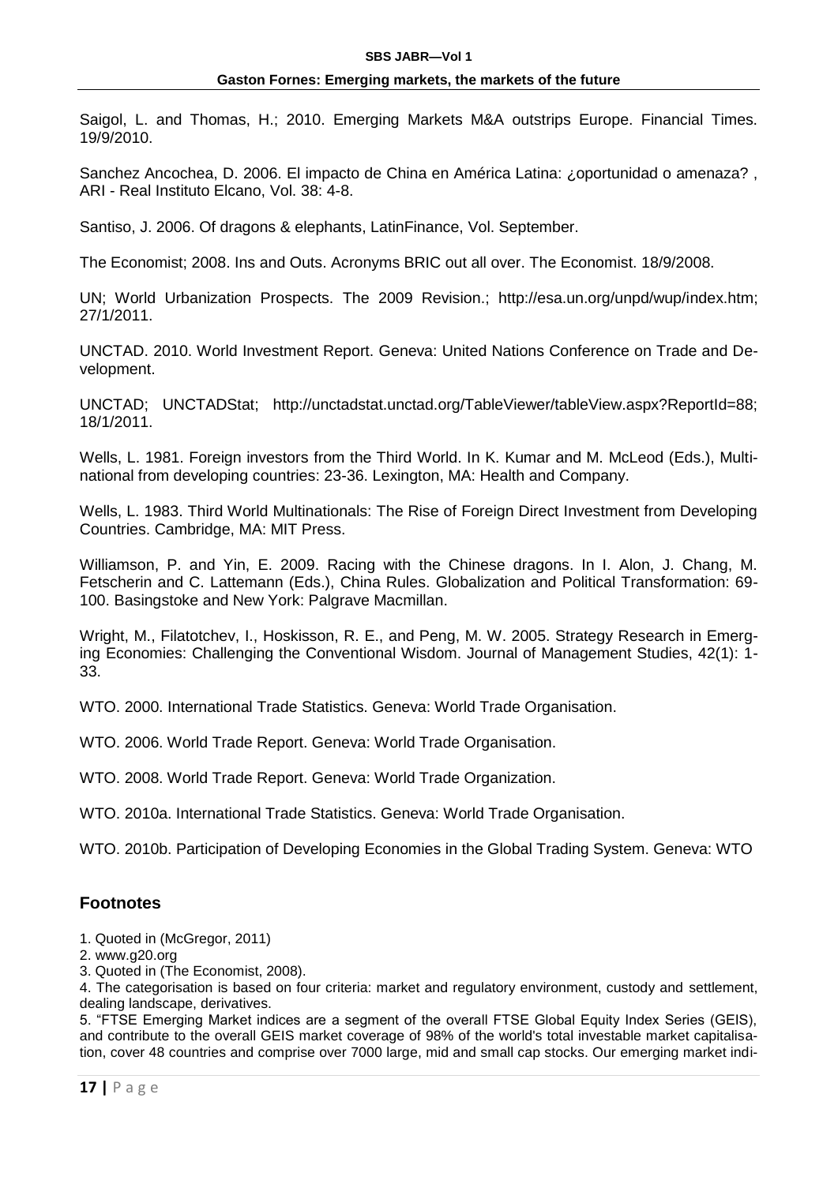Saigol, L. and Thomas, H.; 2010. Emerging Markets M&A outstrips Europe. Financial Times. 19/9/2010.

Sanchez Ancochea, D. 2006. El impacto de China en América Latina: ¿oportunidad o amenaza? , ARI - Real Instituto Elcano, Vol. 38: 4-8.

Santiso, J. 2006. Of dragons & elephants, LatinFinance, Vol. September.

The Economist; 2008. Ins and Outs. Acronyms BRIC out all over. The Economist. 18/9/2008.

UN; World Urbanization Prospects. The 2009 Revision.; http://esa.un.org/unpd/wup/index.htm; 27/1/2011.

UNCTAD. 2010. World Investment Report. Geneva: United Nations Conference on Trade and Development.

UNCTAD; UNCTADStat; http://unctadstat.unctad.org/TableViewer/tableView.aspx?ReportId=88; 18/1/2011.

Wells, L. 1981. Foreign investors from the Third World. In K. Kumar and M. McLeod (Eds.), Multinational from developing countries: 23-36. Lexington, MA: Health and Company.

Wells, L. 1983. Third World Multinationals: The Rise of Foreign Direct Investment from Developing Countries. Cambridge, MA: MIT Press.

Williamson, P. and Yin, E. 2009. Racing with the Chinese dragons. In I. Alon, J. Chang, M. Fetscherin and C. Lattemann (Eds.), China Rules. Globalization and Political Transformation: 69-100. Basingstoke and New York: Palgrave Macmillan.

Wright, M., Filatotchev, I., Hoskisson, R. E., and Peng, M. W. 2005. Strategy Research in Emerging Economies: Challenging the Conventional Wisdom. Journal of Management Studies, 42(1): 1-33.

WTO. 2000. International Trade Statistics. Geneva: World Trade Organisation.

WTO. 2006. World Trade Report. Geneva: World Trade Organisation.

WTO. 2008. World Trade Report. Geneva: World Trade Organization.

WTO. 2010a. International Trade Statistics. Geneva: World Trade Organisation.

WTO. 2010b. Participation of Developing Economies in the Global Trading System. Geneva: WTO

## Footnotes

1. Quoted in (McGregor, 2011)
2. www.g20.org
3. Quoted in (The Economist, 2008).
4. The categorisation is based on four criteria: market and regulatory environment, custody and settlement, dealing landscape, derivatives.
5. "FTSE Emerging Market indices are a segment of the overall FTSE Global Equity Index Series (GEIS), and contribute to the overall GEIS market coverage of 98% of the world's total investable market capitalisation, cover 48 countries and comprise over 7000 large, mid and small cap stocks. Our emerging market indi-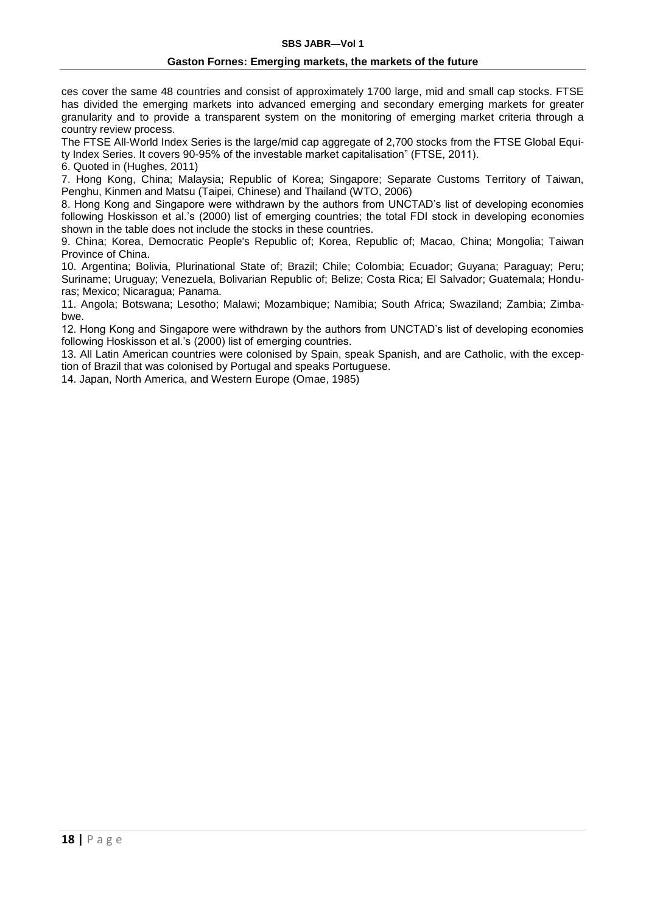ces cover the same 48 countries and consist of approximately 1700 large, mid and small cap stocks. FTSE has divided the emerging markets into advanced emerging and secondary emerging markets for greater granularity and to provide a transparent system on the monitoring of emerging market criteria through a country review process.

The FTSE All-World Index Series is the large/mid cap aggregate of 2,700 stocks from the FTSE Global Equity Index Series. It covers 90-95% of the investable market capitalisation" (FTSE, 2011).

6. Quoted in (Hughes, 2011)

7. Hong Kong, China; Malaysia; Republic of Korea; Singapore; Separate Customs Territory of Taiwan, Penghu, Kinmen and Matsu (Taipei, Chinese) and Thailand (WTO, 2006)

8. Hong Kong and Singapore were withdrawn by the authors from UNCTAD's list of developing economies following Hoskisson et al.'s (2000) list of emerging countries; the total FDI stock in developing economies shown in the table does not include the stocks in these countries.

9. China; Korea, Democratic People's Republic of; Korea, Republic of; Macao, China; Mongolia; Taiwan Province of China.

10. Argentina; Bolivia, Plurinational State of; Brazil; Chile; Colombia; Ecuador; Guyana; Paraguay; Peru; Suriname; Uruguay; Venezuela, Bolivarian Republic of; Belize; Costa Rica; El Salvador; Guatemala; Honduras; Mexico; Nicaragua; Panama.

11. Angola; Botswana; Lesotho; Malawi; Mozambique; Namibia; South Africa; Swaziland; Zambia; Zimbabwe.

12. Hong Kong and Singapore were withdrawn by the authors from UNCTAD's list of developing economies following Hoskisson et al.'s (2000) list of emerging countries.

13. All Latin American countries were colonised by Spain, speak Spanish, and are Catholic, with the exception of Brazil that was colonised by Portugal and speaks Portuguese.

14. Japan, North America, and Western Europe (Omae, 1985)